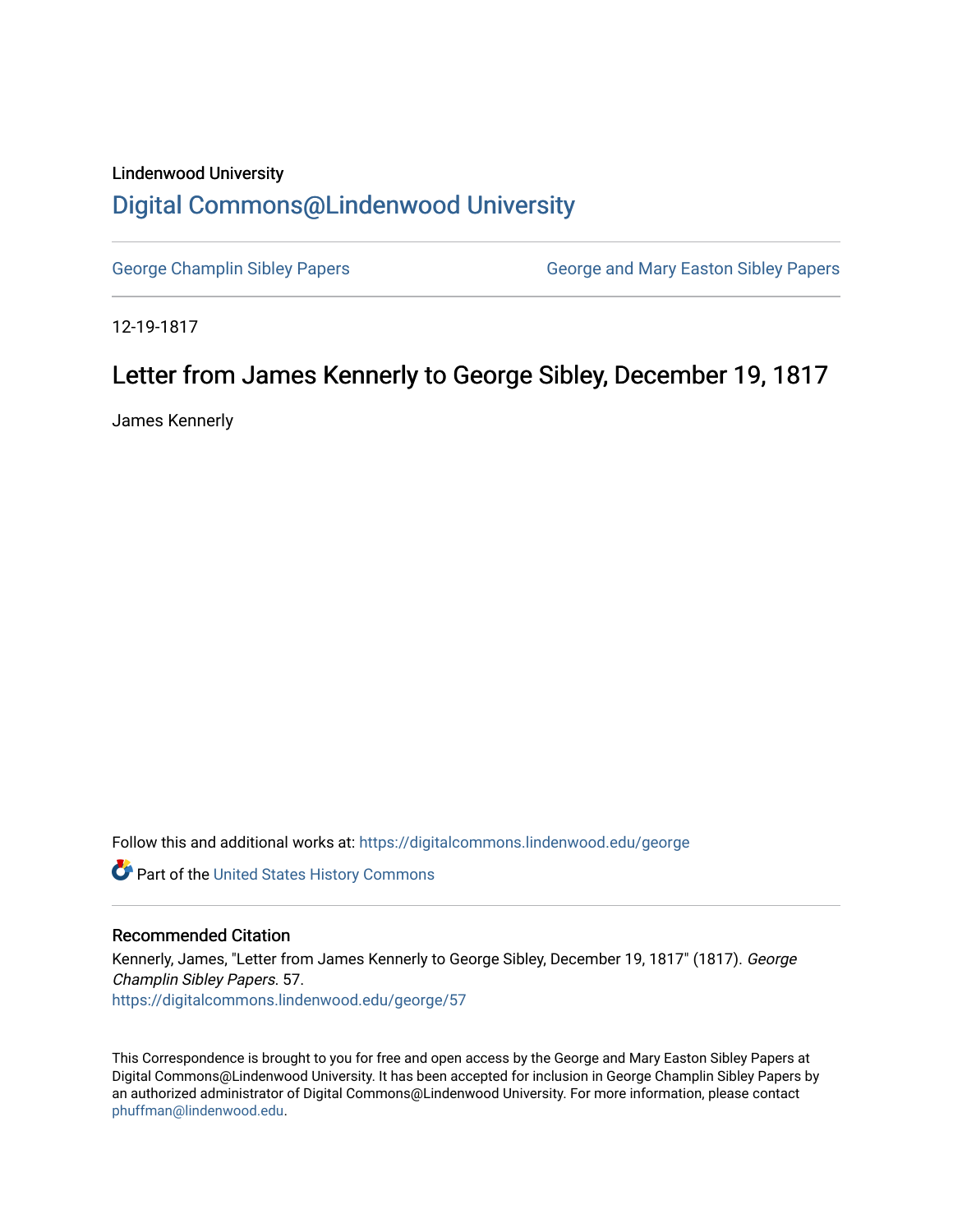Lindenwood University

# Digital Commons@Lindenwood University

George Champlin Sibley Papers

George and Mary Easton Sibley Papers

12-19-1817

## Letter from James Kennerly to George Sibley, December 19, 1817

James Kennerly

Follow this and additional works at: https://digitalcommons.lindenwood.edu/george

Part of the United States History Commons

### Recommended Citation

Kennerly, James, "Letter from James Kennerly to George Sibley, December 19, 1817" (1817). *George Champlin Sibley Papers*. 57.
https://digitalcommons.lindenwood.edu/george/57

This Correspondence is brought to you for free and open access by the George and Mary Easton Sibley Papers at Digital Commons@Lindenwood University. It has been accepted for inclusion in George Champlin Sibley Papers by an authorized administrator of Digital Commons@Lindenwood University. For more information, please contact phuffman@lindenwood.edu.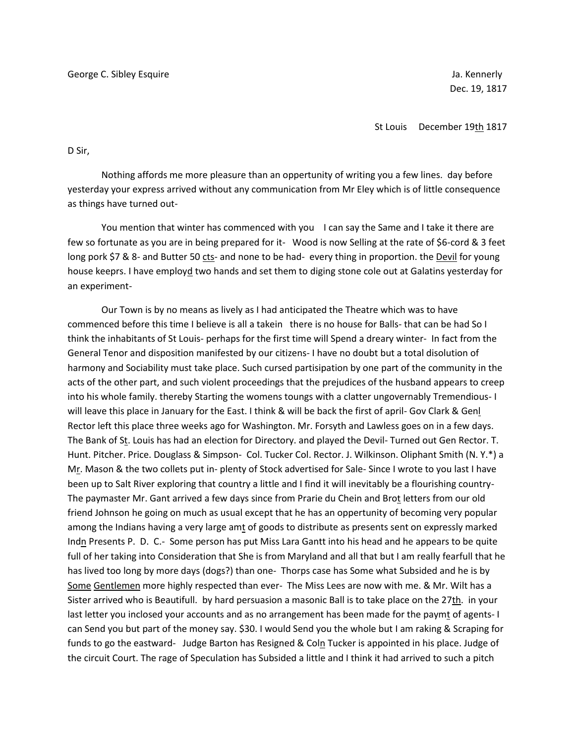George C. Sibley Esquire                                                                                    Ja. Kennerly
Dec. 19, 1817

St Louis     December 19<u>th</u> 1817

D Sir,

Nothing affords me more pleasure than an oppertunity of writing you a few lines.  day before yesterday your express arrived without any communication from Mr Eley which is of little consequence as things have turned out-

You mention that winter has commenced with you    I can say the Same and I take it there are few so fortunate as you are in being prepared for it-   Wood is now Selling at the rate of $6-cord & 3 feet long pork $7 & 8- and Butter 50 <u>cts</u>- and none to be had-  every thing in proportion. the <u>Devil</u> for young house keeprs. I have employ<u>d</u> two hands and set them to diging stone cole out at Galatins yesterday for an experiment-

Our Town is by no means as lively as I had anticipated the Theatre which was to have commenced before this time I believe is all a takein   there is no house for Balls- that can be had So I think the inhabitants of St Louis- perhaps for the first time will Spend a dreary winter-  In fact from the General Tenor and disposition manifested by our citizens- I have no doubt but a total disolution of harmony and Sociability must take place. Such cursed partisipation by one part of the community in the acts of the other part, and such violent proceedings that the prejudices of the husband appears to creep into his whole family. thereby Starting the womens toungs with a clatter ungovernably Tremendious- I will leave this place in January for the East. I think & will be back the first of april- Gov Clark & Gen<u>l</u> Rector left this place three weeks ago for Washington. Mr. Forsyth and Lawless goes on in a few days. The Bank of S<u>t</u>. Louis has had an election for Directory. and played the Devil- Turned out Gen Rector. T. Hunt. Pitcher. Price. Douglass & Simpson-  Col. Tucker Col. Rector. J. Wilkinson. Oliphant Smith (N. Y.*) a M<u>r</u>. Mason & the two collets put in- plenty of Stock advertised for Sale- Since I wrote to you last I have been up to Salt River exploring that country a little and I find it will inevitably be a flourishing country- The paymaster Mr. Gant arrived a few days since from Prarie du Chein and Bro<u>t</u> letters from our old friend Johnson he going on much as usual except that he has an oppertunity of becoming very popular among the Indians having a very large am<u>t</u> of goods to distribute as presents sent on expressly marked Ind<u>n</u> Presents P.  D.  C.-  Some person has put Miss Lara Gantt into his head and he appears to be quite full of her taking into Consideration that She is from Maryland and all that but I am really fearfull that he has lived too long by more days (dogs?) than one-  Thorps case has Some what Subsided and he is by <u>Some</u> <u>Gentlemen</u> more highly respected than ever-  The Miss Lees are now with me. & Mr. Wilt has a Sister arrived who is Beautifull.  by hard persuasion a masonic Ball is to take place on the 27<u>th</u>.  in your last letter you inclosed your accounts and as no arrangement has been made for the paym<u>t</u> of agents- I can Send you but part of the money say. $30. I would Send you the whole but I am raking & Scraping for funds to go the eastward-   Judge Barton has Resigned & Col<u>n</u> Tucker is appointed in his place. Judge of the circuit Court. The rage of Speculation has Subsided a little and I think it had arrived to such a pitch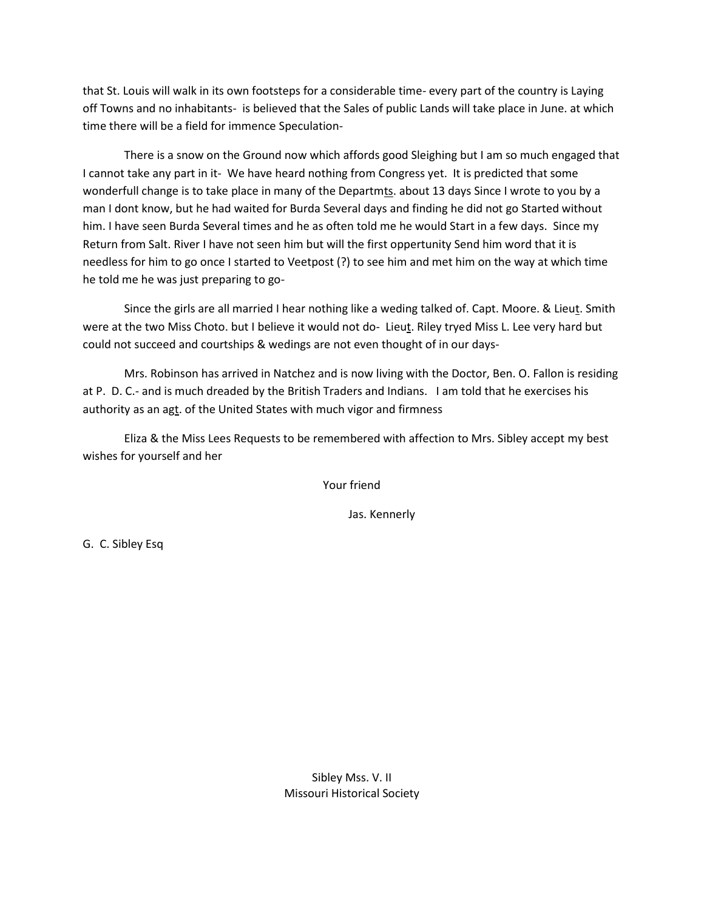that St. Louis will walk in its own footsteps for a considerable time- every part of the country is Laying off Towns and no inhabitants- is believed that the Sales of public Lands will take place in June. at which time there will be a field for immence Speculation-

There is a snow on the Ground now which affords good Sleighing but I am so much engaged that I cannot take any part in it- We have heard nothing from Congress yet. It is predicted that some wonderfull change is to take place in many of the Departm<u>ts</u>. about 13 days Since I wrote to you by a man I dont know, but he had waited for Burda Several days and finding he did not go Started without him. I have seen Burda Several times and he as often told me he would Start in a few days. Since my Return from Salt. River I have not seen him but will the first oppertunity Send him word that it is needless for him to go once I started to Veetpost (?) to see him and met him on the way at which time he told me he was just preparing to go-

Since the girls are all married I hear nothing like a weding talked of. Capt. Moore. & Lieu<u>t</u>. Smith were at the two Miss Choto. but I believe it would not do- Lieu<u>t</u>. Riley tryed Miss L. Lee very hard but could not succeed and courtships & wedings are not even thought of in our days-

Mrs. Robinson has arrived in Natchez and is now living with the Doctor, Ben. O. Fallon is residing at P. D. C.- and is much dreaded by the British Traders and Indians. I am told that he exercises his authority as an ag<u>t</u>. of the United States with much vigor and firmness

Eliza & the Miss Lees Requests to be remembered with affection to Mrs. Sibley accept my best wishes for yourself and her

Your friend

Jas. Kennerly

G. C. Sibley Esq

Sibley Mss. V. II
Missouri Historical Society